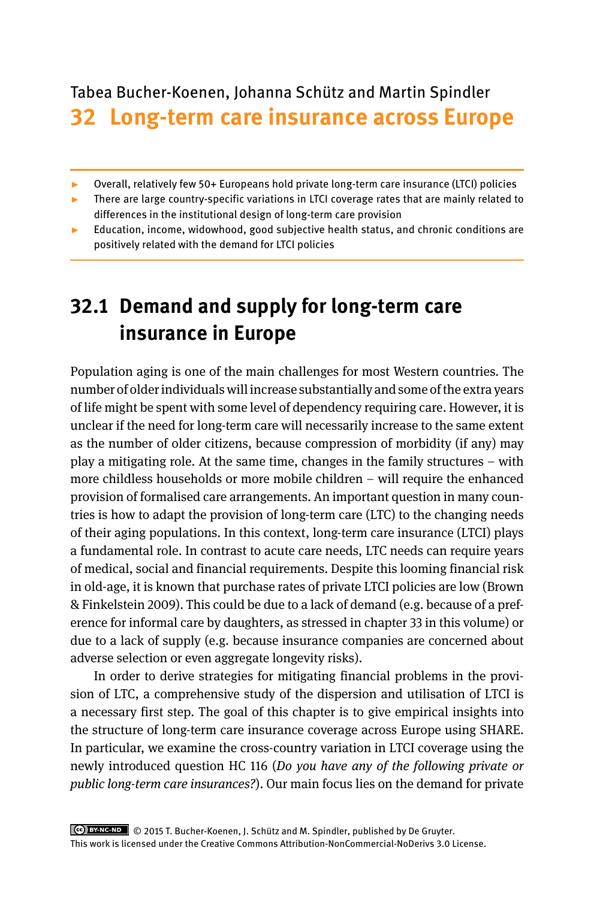Tabea Bucher-Koenen, Johanna Schütz and Martin Spindler

# 32 Long-term care insurance across Europe

- Overall, relatively few 50+ Europeans hold private long-term care insurance (LTCI) policies
- There are large country-specific variations in LTCI coverage rates that are mainly related to differences in the institutional design of long-term care provision
- Education, income, widowhood, good subjective health status, and chronic conditions are positively related with the demand for LTCI policies

## 32.1 Demand and supply for long-term care insurance in Europe

Population aging is one of the main challenges for most Western countries. The number of older individuals will increase substantially and some of the extra years of life might be spent with some level of dependency requiring care. However, it is unclear if the need for long-term care will necessarily increase to the same extent as the number of older citizens, because compression of morbidity (if any) may play a mitigating role. At the same time, changes in the family structures – with more childless households or more mobile children – will require the enhanced provision of formalised care arrangements. An important question in many countries is how to adapt the provision of long-term care (LTC) to the changing needs of their aging populations. In this context, long-term care insurance (LTCI) plays a fundamental role. In contrast to acute care needs, LTC needs can require years of medical, social and financial requirements. Despite this looming financial risk in old-age, it is known that purchase rates of private LTCI policies are low (Brown & Finkelstein 2009). This could be due to a lack of demand (e.g. because of a preference for informal care by daughters, as stressed in chapter 33 in this volume) or due to a lack of supply (e.g. because insurance companies are concerned about adverse selection or even aggregate longevity risks).

In order to derive strategies for mitigating financial problems in the provision of LTC, a comprehensive study of the dispersion and utilisation of LTCI is a necessary first step. The goal of this chapter is to give empirical insights into the structure of long-term care insurance coverage across Europe using SHARE. In particular, we examine the cross-country variation in LTCI coverage using the newly introduced question HC 116 (*Do you have any of the following private or public long-term care insurances?*). Our main focus lies on the demand for private

© 2015 T. Bucher-Koenen, J. Schütz and M. Spindler, published by De Gruyter.
This work is licensed under the Creative Commons Attribution-NonCommercial-NoDerivs 3.0 License.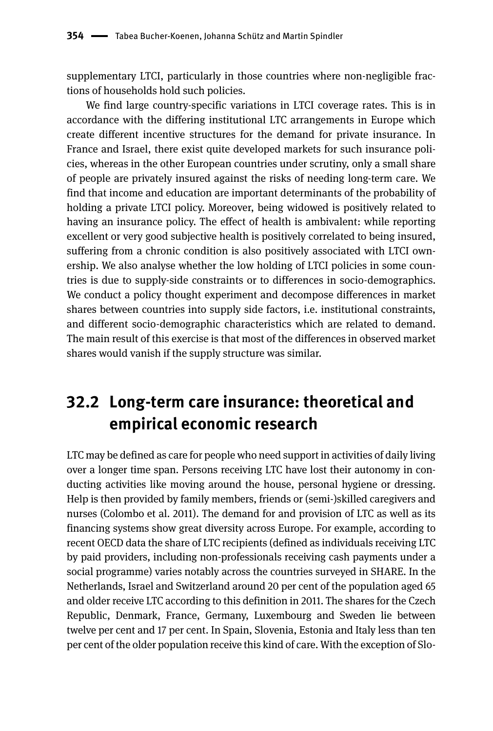supplementary LTCI, particularly in those countries where non-negligible fractions of households hold such policies.

We find large country-specific variations in LTCI coverage rates. This is in accordance with the differing institutional LTC arrangements in Europe which create different incentive structures for the demand for private insurance. In France and Israel, there exist quite developed markets for such insurance policies, whereas in the other European countries under scrutiny, only a small share of people are privately insured against the risks of needing long-term care. We find that income and education are important determinants of the probability of holding a private LTCI policy. Moreover, being widowed is positively related to having an insurance policy. The effect of health is ambivalent: while reporting excellent or very good subjective health is positively correlated to being insured, suffering from a chronic condition is also positively associated with LTCI ownership. We also analyse whether the low holding of LTCI policies in some countries is due to supply-side constraints or to differences in socio-demographics. We conduct a policy thought experiment and decompose differences in market shares between countries into supply side factors, i.e. institutional constraints, and different socio-demographic characteristics which are related to demand. The main result of this exercise is that most of the differences in observed market shares would vanish if the supply structure was similar.

## 32.2 Long-term care insurance: theoretical and empirical economic research

LTC may be defined as care for people who need support in activities of daily living over a longer time span. Persons receiving LTC have lost their autonomy in conducting activities like moving around the house, personal hygiene or dressing. Help is then provided by family members, friends or (semi-)skilled caregivers and nurses (Colombo et al. 2011). The demand for and provision of LTC as well as its financing systems show great diversity across Europe. For example, according to recent OECD data the share of LTC recipients (defined as individuals receiving LTC by paid providers, including non-professionals receiving cash payments under a social programme) varies notably across the countries surveyed in SHARE. In the Netherlands, Israel and Switzerland around 20 per cent of the population aged 65 and older receive LTC according to this definition in 2011. The shares for the Czech Republic, Denmark, France, Germany, Luxembourg and Sweden lie between twelve per cent and 17 per cent. In Spain, Slovenia, Estonia and Italy less than ten per cent of the older population receive this kind of care. With the exception of Slo-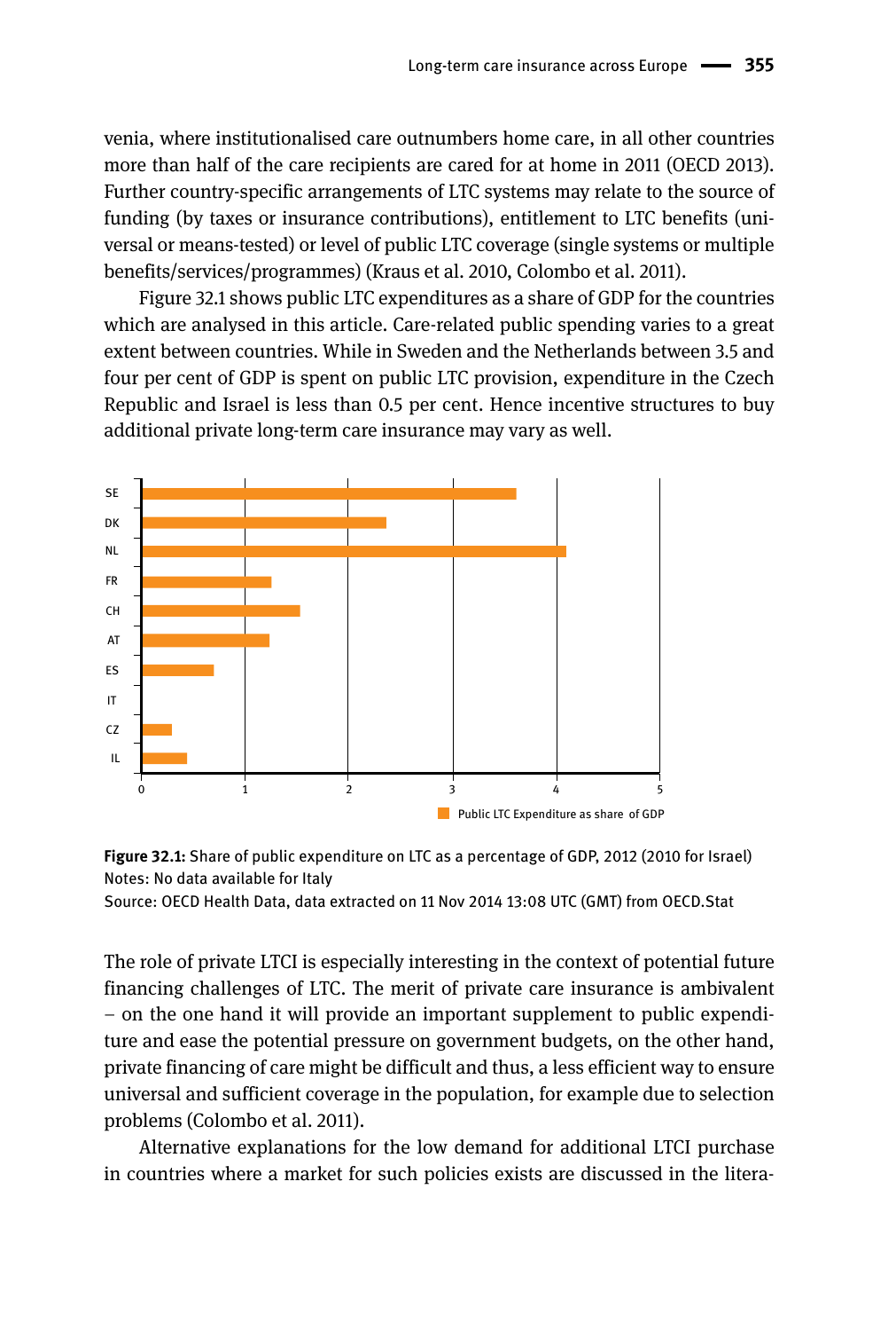venia, where institutionalised care outnumbers home care, in all other countries more than half of the care recipients are cared for at home in 2011 (OECD 2013). Further country-specific arrangements of LTC systems may relate to the source of funding (by taxes or insurance contributions), entitlement to LTC benefits (universal or means-tested) or level of public LTC coverage (single systems or multiple benefits/services/programmes) (Kraus et al. 2010, Colombo et al. 2011).

Figure 32.1 shows public LTC expenditures as a share of GDP for the countries which are analysed in this article. Care-related public spending varies to a great extent between countries. While in Sweden and the Netherlands between 3.5 and four per cent of GDP is spent on public LTC provision, expenditure in the Czech Republic and Israel is less than 0.5 per cent. Hence incentive structures to buy additional private long-term care insurance may vary as well.

**Figure 32.1:** Share of public expenditure on LTC as a percentage of GDP, 2012 (2010 for Israel)
Notes: No data available for Italy
Source: OECD Health Data, data extracted on 11 Nov 2014 13:08 UTC (GMT) from OECD.Stat

The role of private LTCI is especially interesting in the context of potential future financing challenges of LTC. The merit of private care insurance is ambivalent – on the one hand it will provide an important supplement to public expenditure and ease the potential pressure on government budgets, on the other hand, private financing of care might be difficult and thus, a less efficient way to ensure universal and sufficient coverage in the population, for example due to selection problems (Colombo et al. 2011).

Alternative explanations for the low demand for additional LTCI purchase in countries where a market for such policies exists are discussed in the litera-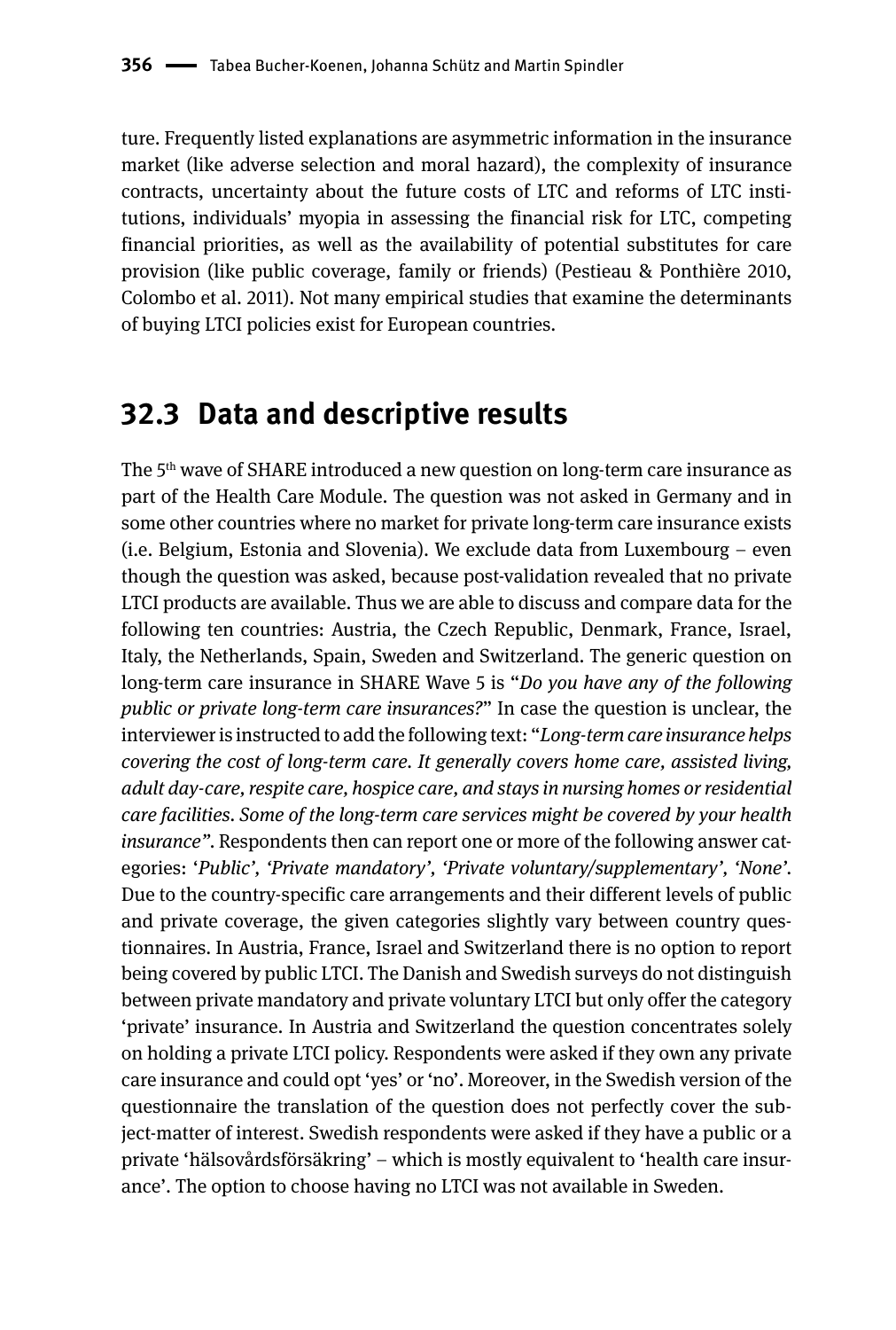ture. Frequently listed explanations are asymmetric information in the insurance market (like adverse selection and moral hazard), the complexity of insurance contracts, uncertainty about the future costs of LTC and reforms of LTC institutions, individuals' myopia in assessing the financial risk for LTC, competing financial priorities, as well as the availability of potential substitutes for care provision (like public coverage, family or friends) (Pestieau & Ponthière 2010, Colombo et al. 2011). Not many empirical studies that examine the determinants of buying LTCI policies exist for European countries.

## 32.3 Data and descriptive results

The 5th wave of SHARE introduced a new question on long-term care insurance as part of the Health Care Module. The question was not asked in Germany and in some other countries where no market for private long-term care insurance exists (i.e. Belgium, Estonia and Slovenia). We exclude data from Luxembourg – even though the question was asked, because post-validation revealed that no private LTCI products are available. Thus we are able to discuss and compare data for the following ten countries: Austria, the Czech Republic, Denmark, France, Israel, Italy, the Netherlands, Spain, Sweden and Switzerland. The generic question on long-term care insurance in SHARE Wave 5 is "*Do you have any of the following public or private long-term care insurances?*" In case the question is unclear, the interviewer is instructed to add the following text: "*Long-term care insurance helps covering the cost of long-term care. It generally covers home care, assisted living, adult day-care, respite care, hospice care, and stays in nursing homes or residential care facilities. Some of the long-term care services might be covered by your health insurance*". Respondents then can report one or more of the following answer categories: '*Public', 'Private mandatory', 'Private voluntary/supplementary', 'None'*. Due to the country-specific care arrangements and their different levels of public and private coverage, the given categories slightly vary between country questionnaires. In Austria, France, Israel and Switzerland there is no option to report being covered by public LTCI. The Danish and Swedish surveys do not distinguish between private mandatory and private voluntary LTCI but only offer the category 'private' insurance. In Austria and Switzerland the question concentrates solely on holding a private LTCI policy. Respondents were asked if they own any private care insurance and could opt 'yes' or 'no'. Moreover, in the Swedish version of the questionnaire the translation of the question does not perfectly cover the subject-matter of interest. Swedish respondents were asked if they have a public or a private 'hälsovårdsförsäkring' – which is mostly equivalent to 'health care insurance'. The option to choose having no LTCI was not available in Sweden.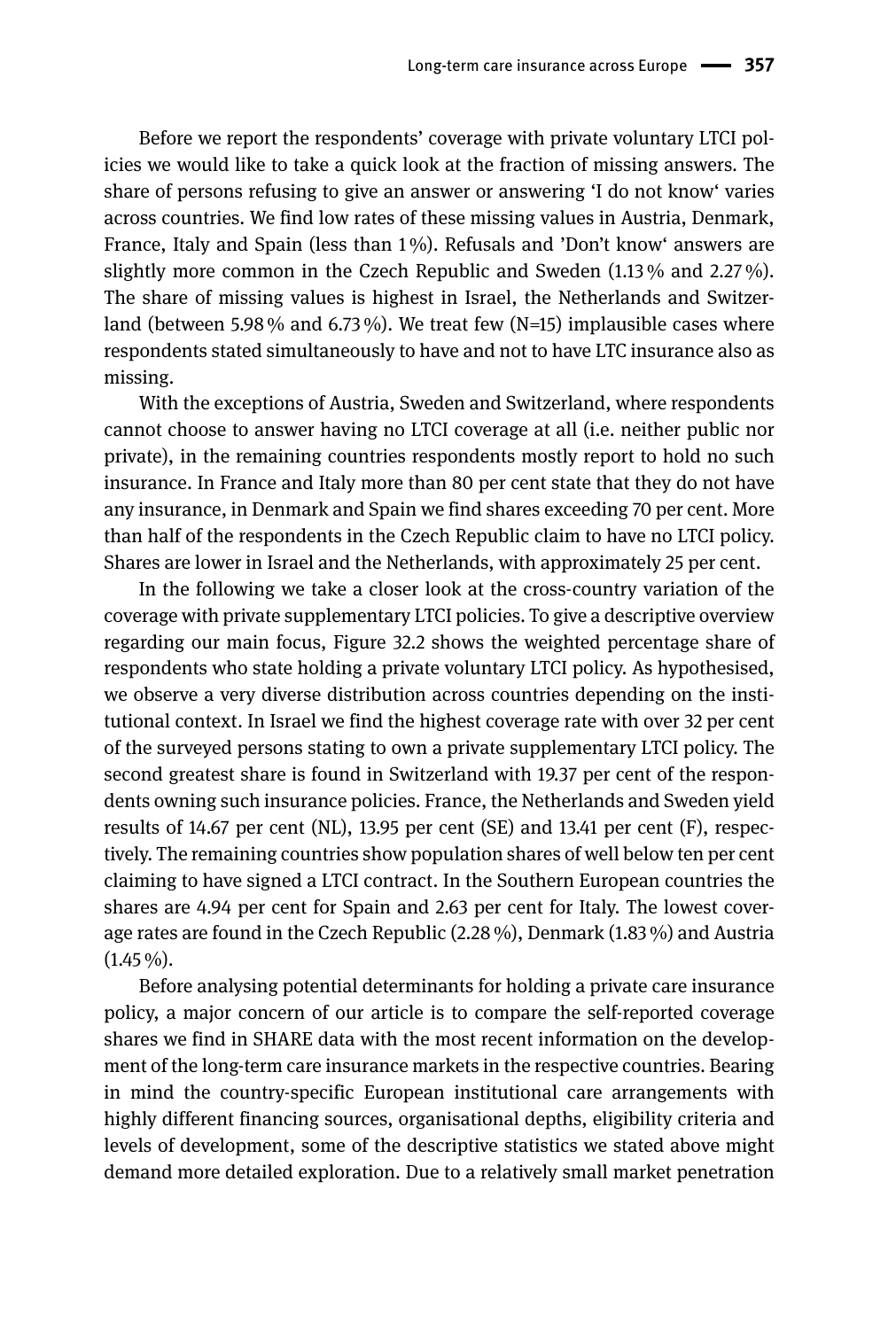Before we report the respondents' coverage with private voluntary LTCI policies we would like to take a quick look at the fraction of missing answers. The share of persons refusing to give an answer or answering 'I do not know' varies across countries. We find low rates of these missing values in Austria, Denmark, France, Italy and Spain (less than 1 %). Refusals and 'Don't know' answers are slightly more common in the Czech Republic and Sweden (1.13 % and 2.27 %). The share of missing values is highest in Israel, the Netherlands and Switzerland (between 5.98 % and 6.73 %). We treat few (N=15) implausible cases where respondents stated simultaneously to have and not to have LTC insurance also as missing.

With the exceptions of Austria, Sweden and Switzerland, where respondents cannot choose to answer having no LTCI coverage at all (i.e. neither public nor private), in the remaining countries respondents mostly report to hold no such insurance. In France and Italy more than 80 per cent state that they do not have any insurance, in Denmark and Spain we find shares exceeding 70 per cent. More than half of the respondents in the Czech Republic claim to have no LTCI policy. Shares are lower in Israel and the Netherlands, with approximately 25 per cent.

In the following we take a closer look at the cross-country variation of the coverage with private supplementary LTCI policies. To give a descriptive overview regarding our main focus, Figure 32.2 shows the weighted percentage share of respondents who state holding a private voluntary LTCI policy. As hypothesised, we observe a very diverse distribution across countries depending on the institutional context. In Israel we find the highest coverage rate with over 32 per cent of the surveyed persons stating to own a private supplementary LTCI policy. The second greatest share is found in Switzerland with 19.37 per cent of the respondents owning such insurance policies. France, the Netherlands and Sweden yield results of 14.67 per cent (NL), 13.95 per cent (SE) and 13.41 per cent (F), respectively. The remaining countries show population shares of well below ten per cent claiming to have signed a LTCI contract. In the Southern European countries the shares are 4.94 per cent for Spain and 2.63 per cent for Italy. The lowest coverage rates are found in the Czech Republic (2.28 %), Denmark (1.83 %) and Austria (1.45 %).

Before analysing potential determinants for holding a private care insurance policy, a major concern of our article is to compare the self-reported coverage shares we find in SHARE data with the most recent information on the development of the long-term care insurance markets in the respective countries. Bearing in mind the country-specific European institutional care arrangements with highly different financing sources, organisational depths, eligibility criteria and levels of development, some of the descriptive statistics we stated above might demand more detailed exploration. Due to a relatively small market penetration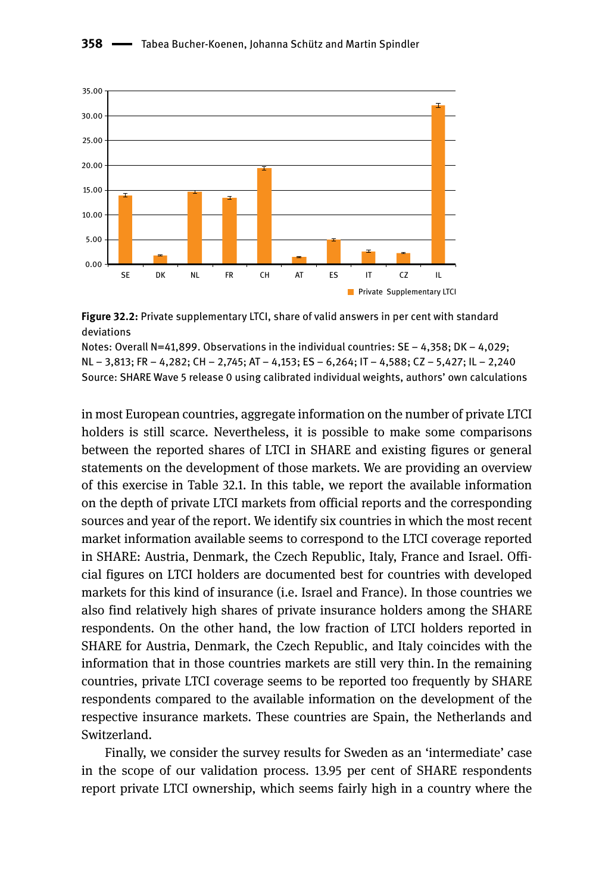**Figure 32.2:** Private supplementary LTCI, share of valid answers in per cent with standard deviations

Notes: Overall N=41,899. Observations in the individual countries: SE – 4,358; DK – 4,029; NL – 3,813; FR – 4,282; CH – 2,745; AT – 4,153; ES – 6,264; IT – 4,588; CZ – 5,427; IL – 2,240

Source: SHARE Wave 5 release 0 using calibrated individual weights, authors' own calculations

in most European countries, aggregate information on the number of private LTCI holders is still scarce. Nevertheless, it is possible to make some comparisons between the reported shares of LTCI in SHARE and existing figures or general statements on the development of those markets. We are providing an overview of this exercise in Table 32.1. In this table, we report the available information on the depth of private LTCI markets from official reports and the corresponding sources and year of the report. We identify six countries in which the most recent market information available seems to correspond to the LTCI coverage reported in SHARE: Austria, Denmark, the Czech Republic, Italy, France and Israel. Official figures on LTCI holders are documented best for countries with developed markets for this kind of insurance (i.e. Israel and France). In those countries we also find relatively high shares of private insurance holders among the SHARE respondents. On the other hand, the low fraction of LTCI holders reported in SHARE for Austria, Denmark, the Czech Republic, and Italy coincides with the information that in those countries markets are still very thin. In the remaining countries, private LTCI coverage seems to be reported too frequently by SHARE respondents compared to the available information on the development of the respective insurance markets. These countries are Spain, the Netherlands and Switzerland.

Finally, we consider the survey results for Sweden as an 'intermediate' case in the scope of our validation process. 13.95 per cent of SHARE respondents report private LTCI ownership, which seems fairly high in a country where the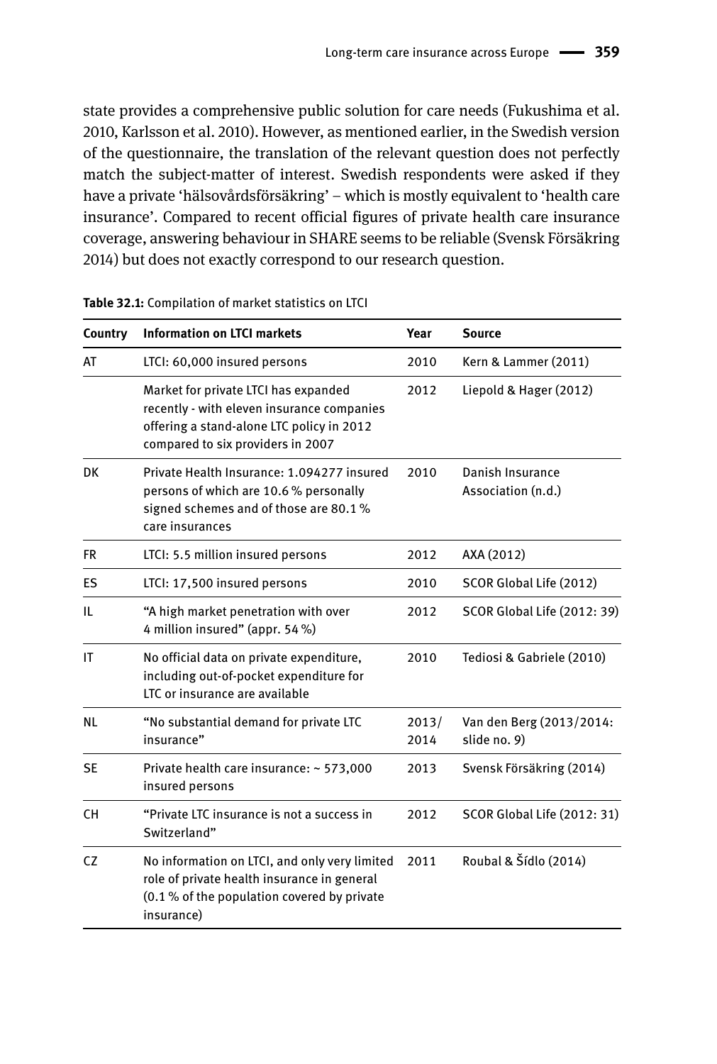state provides a comprehensive public solution for care needs (Fukushima et al. 2010, Karlsson et al. 2010). However, as mentioned earlier, in the Swedish version of the questionnaire, the translation of the relevant question does not perfectly match the subject-matter of interest. Swedish respondents were asked if they have a private 'hälsovårdsförsäkring' – which is mostly equivalent to 'health care insurance'. Compared to recent official figures of private health care insurance coverage, answering behaviour in SHARE seems to be reliable (Svensk Försäkring 2014) but does not exactly correspond to our research question.

**Table 32.1:** Compilation of market statistics on LTCI

| Country | Information on LTCI markets | Year | Source |
|---|---|---|---|
| AT | LTCI: 60,000 insured persons | 2010 | Kern & Lammer (2011) |
| | Market for private LTCI has expanded recently - with eleven insurance companies offering a stand-alone LTC policy in 2012 compared to six providers in 2007 | 2012 | Liepold & Hager (2012) |
| DK | Private Health Insurance: 1.094277 insured persons of which are 10.6 % personally signed schemes and of those are 80.1 % care insurances | 2010 | Danish Insurance Association (n.d.) |
| FR | LTCI: 5.5 million insured persons | 2012 | AXA (2012) |
| ES | LTCI: 17,500 insured persons | 2010 | SCOR Global Life (2012) |
| IL | "A high market penetration with over 4 million insured" (appr. 54 %) | 2012 | SCOR Global Life (2012: 39) |
| IT | No official data on private expenditure, including out-of-pocket expenditure for LTC or insurance are available | 2010 | Tediosi & Gabriele (2010) |
| NL | "No substantial demand for private LTC insurance" | 2013/ 2014 | Van den Berg (2013/2014: slide no. 9) |
| SE | Private health care insurance: ~ 573,000 insured persons | 2013 | Svensk Försäkring (2014) |
| CH | "Private LTC insurance is not a success in Switzerland" | 2012 | SCOR Global Life (2012: 31) |
| CZ | No information on LTCI, and only very limited role of private health insurance in general (0.1 % of the population covered by private insurance) | 2011 | Roubal & Šídlo (2014) |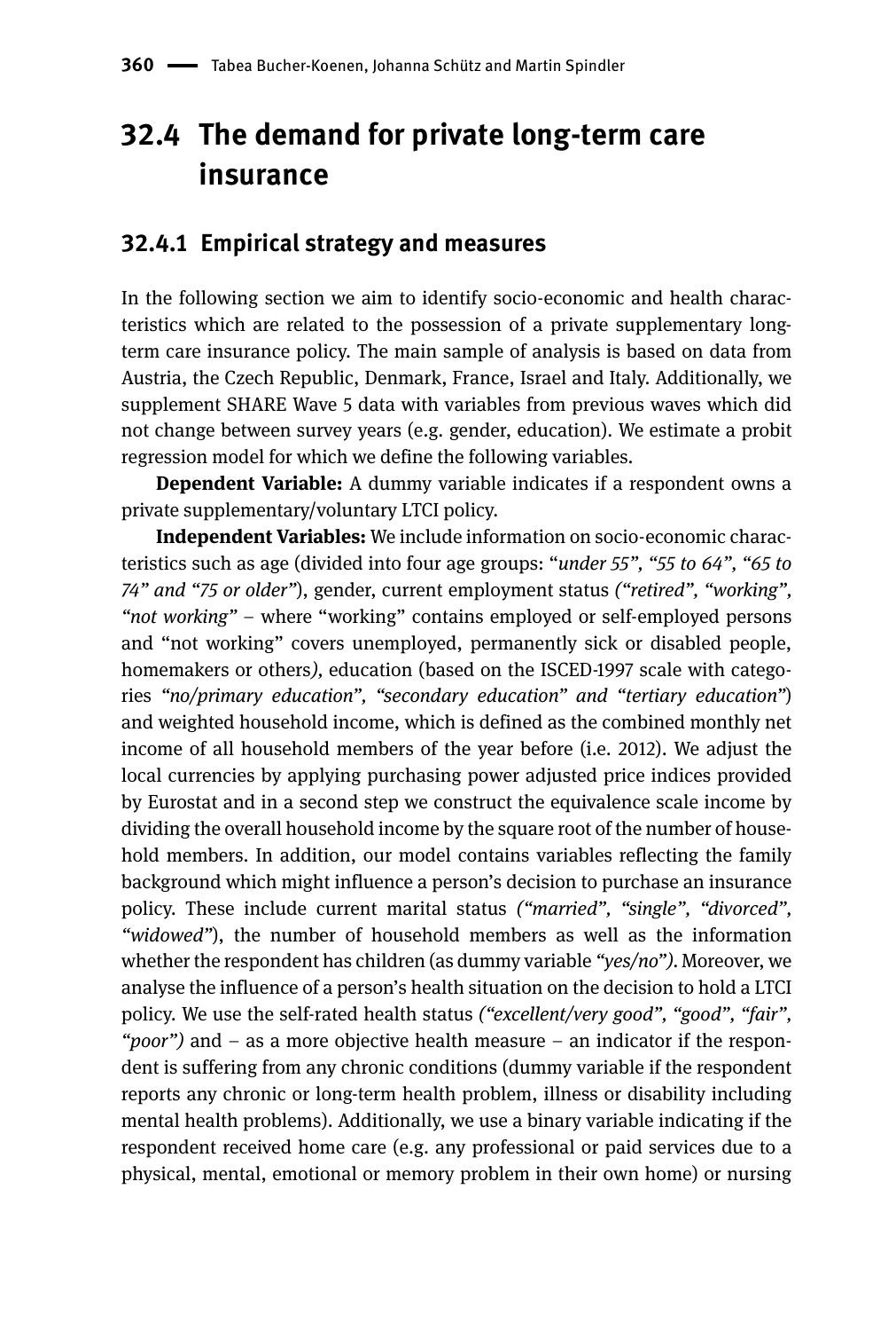## 32.4 The demand for private long-term care insurance

### 32.4.1 Empirical strategy and measures

In the following section we aim to identify socio-economic and health characteristics which are related to the possession of a private supplementary long-term care insurance policy. The main sample of analysis is based on data from Austria, the Czech Republic, Denmark, France, Israel and Italy. Additionally, we supplement SHARE Wave 5 data with variables from previous waves which did not change between survey years (e.g. gender, education). We estimate a probit regression model for which we define the following variables.

**Dependent Variable:** A dummy variable indicates if a respondent owns a private supplementary/voluntary LTCI policy.

**Independent Variables:** We include information on socio-economic characteristics such as age (divided into four age groups: "*under 55*", "*55 to 64*", "*65 to 74*" *and* "*75 or older*"), gender, current employment status *("retired", "working", "not working"* – where "working" contains employed or self-employed persons and "not working" covers unemployed, permanently sick or disabled people, homemakers or others*)*, education (based on the ISCED-1997 scale with categories *"no/primary education", "secondary education" and "tertiary education"*) and weighted household income, which is defined as the combined monthly net income of all household members of the year before (i.e. 2012). We adjust the local currencies by applying purchasing power adjusted price indices provided by Eurostat and in a second step we construct the equivalence scale income by dividing the overall household income by the square root of the number of household members. In addition, our model contains variables reflecting the family background which might influence a person's decision to purchase an insurance policy. These include current marital status *("married", "single", "divorced", "widowed")*, the number of household members as well as the information whether the respondent has children (as dummy variable *"yes/no")*. Moreover, we analyse the influence of a person's health situation on the decision to hold a LTCI policy. We use the self-rated health status *("excellent/very good", "good", "fair", "poor")* and – as a more objective health measure – an indicator if the respondent is suffering from any chronic conditions (dummy variable if the respondent reports any chronic or long-term health problem, illness or disability including mental health problems). Additionally, we use a binary variable indicating if the respondent received home care (e.g. any professional or paid services due to a physical, mental, emotional or memory problem in their own home) or nursing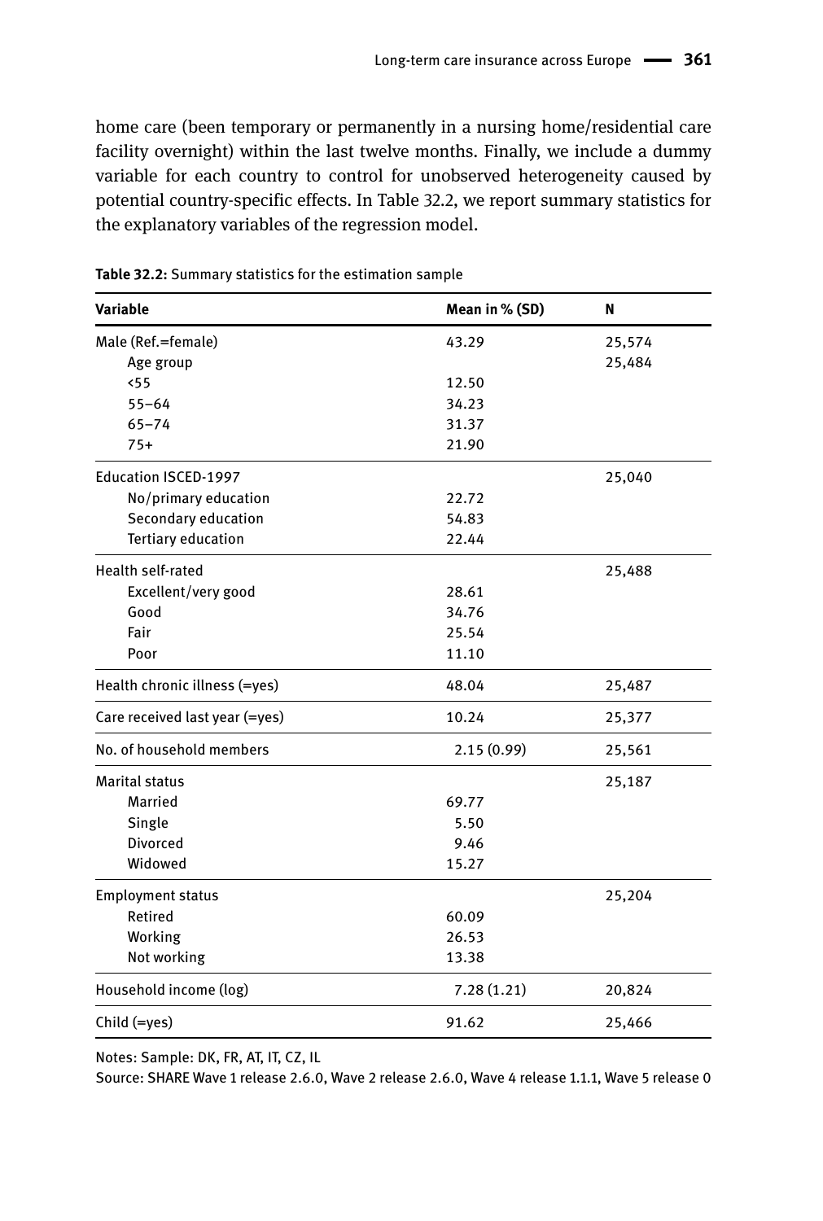home care (been temporary or permanently in a nursing home/residential care facility overnight) within the last twelve months. Finally, we include a dummy variable for each country to control for unobserved heterogeneity caused by potential country-specific effects. In Table 32.2, we report summary statistics for the explanatory variables of the regression model.

**Table 32.2:** Summary statistics for the estimation sample

| Variable | Mean in % (SD) | N |
|---|---|---|
| Male (Ref.=female) | 43.29 | 25,574 |
| Age group | | 25,484 |
| <55 | 12.50 | |
| 55–64 | 34.23 | |
| 65–74 | 31.37 | |
| 75+ | 21.90 | |
| Education ISCED-1997 | | 25,040 |
| No/primary education | 22.72 | |
| Secondary education | 54.83 | |
| Tertiary education | 22.44 | |
| Health self-rated | | 25,488 |
| Excellent/very good | 28.61 | |
| Good | 34.76 | |
| Fair | 25.54 | |
| Poor | 11.10 | |
| Health chronic illness (=yes) | 48.04 | 25,487 |
| Care received last year (=yes) | 10.24 | 25,377 |
| No. of household members | 2.15 (0.99) | 25,561 |
| Marital status | | 25,187 |
| Married | 69.77 | |
| Single | 5.50 | |
| Divorced | 9.46 | |
| Widowed | 15.27 | |
| Employment status | | 25,204 |
| Retired | 60.09 | |
| Working | 26.53 | |
| Not working | 13.38 | |
| Household income (log) | 7.28 (1.21) | 20,824 |
| Child (=yes) | 91.62 | 25,466 |

Notes: Sample: DK, FR, AT, IT, CZ, IL

Source: SHARE Wave 1 release 2.6.0, Wave 2 release 2.6.0, Wave 4 release 1.1.1, Wave 5 release 0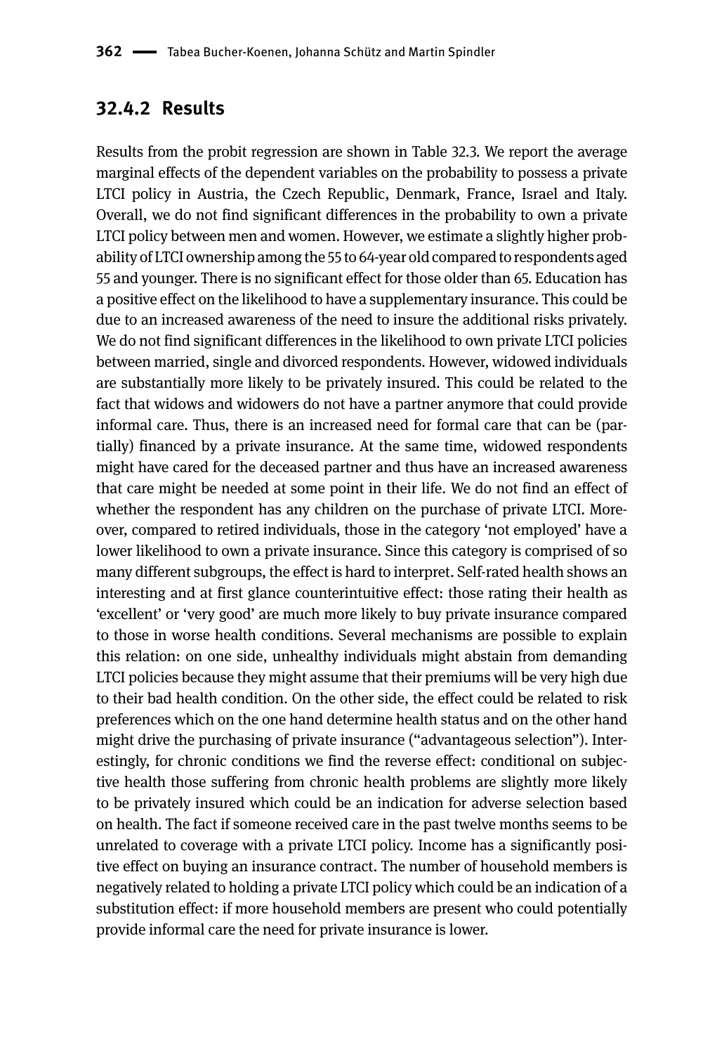### 32.4.2 Results

Results from the probit regression are shown in Table 32.3. We report the average marginal effects of the dependent variables on the probability to possess a private LTCI policy in Austria, the Czech Republic, Denmark, France, Israel and Italy. Overall, we do not find significant differences in the probability to own a private LTCI policy between men and women. However, we estimate a slightly higher probability of LTCI ownership among the 55 to 64-year old compared to respondents aged 55 and younger. There is no significant effect for those older than 65. Education has a positive effect on the likelihood to have a supplementary insurance. This could be due to an increased awareness of the need to insure the additional risks privately. We do not find significant differences in the likelihood to own private LTCI policies between married, single and divorced respondents. However, widowed individuals are substantially more likely to be privately insured. This could be related to the fact that widows and widowers do not have a partner anymore that could provide informal care. Thus, there is an increased need for formal care that can be (partially) financed by a private insurance. At the same time, widowed respondents might have cared for the deceased partner and thus have an increased awareness that care might be needed at some point in their life. We do not find an effect of whether the respondent has any children on the purchase of private LTCI. Moreover, compared to retired individuals, those in the category 'not employed' have a lower likelihood to own a private insurance. Since this category is comprised of so many different subgroups, the effect is hard to interpret. Self-rated health shows an interesting and at first glance counterintuitive effect: those rating their health as 'excellent' or 'very good' are much more likely to buy private insurance compared to those in worse health conditions. Several mechanisms are possible to explain this relation: on one side, unhealthy individuals might abstain from demanding LTCI policies because they might assume that their premiums will be very high due to their bad health condition. On the other side, the effect could be related to risk preferences which on the one hand determine health status and on the other hand might drive the purchasing of private insurance ("advantageous selection"). Interestingly, for chronic conditions we find the reverse effect: conditional on subjective health those suffering from chronic health problems are slightly more likely to be privately insured which could be an indication for adverse selection based on health. The fact if someone received care in the past twelve months seems to be unrelated to coverage with a private LTCI policy. Income has a significantly positive effect on buying an insurance contract. The number of household members is negatively related to holding a private LTCI policy which could be an indication of a substitution effect: if more household members are present who could potentially provide informal care the need for private insurance is lower.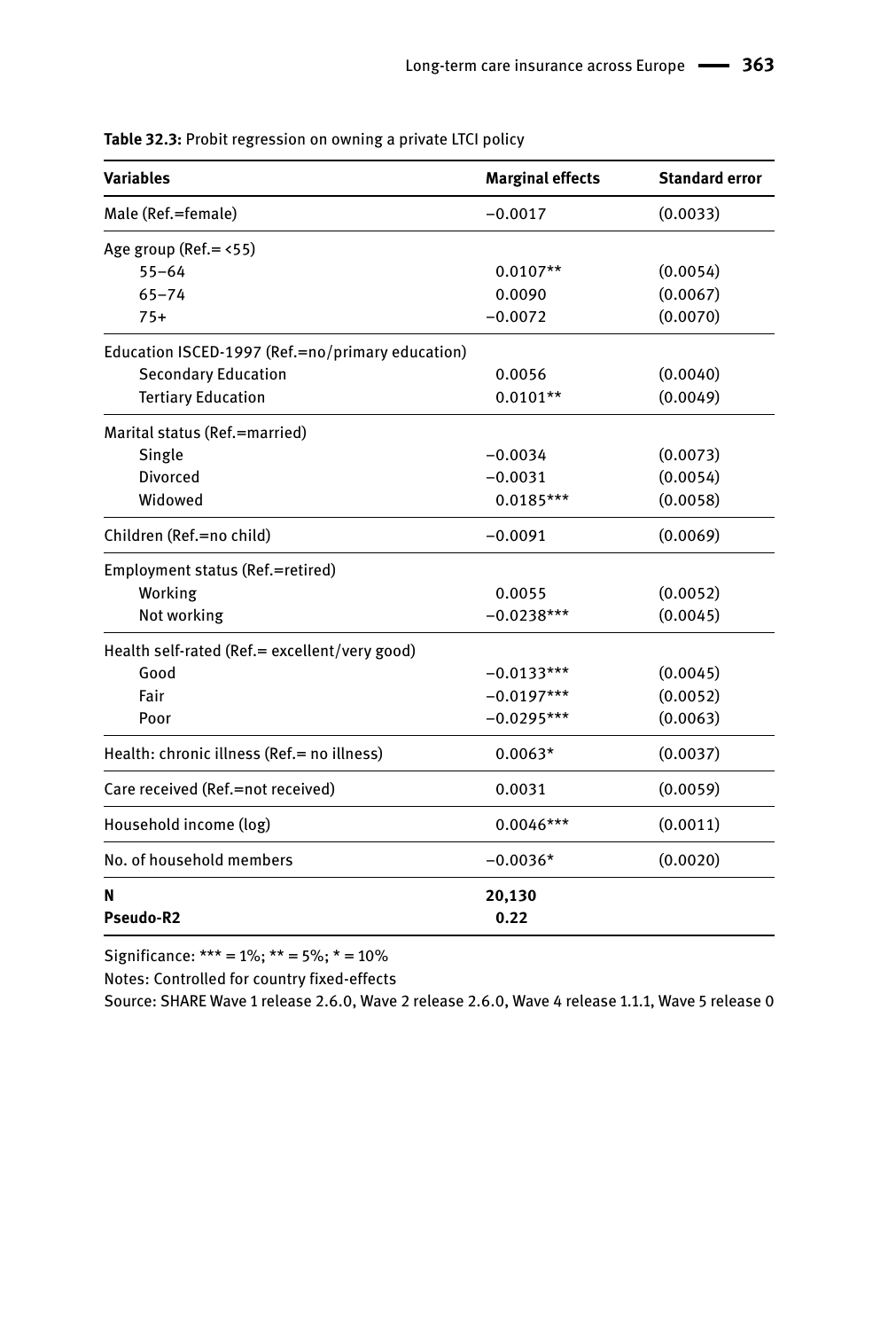**Table 32.3:** Probit regression on owning a private LTCI policy

| Variables | Marginal effects | Standard error |
|---|---|---|
| Male (Ref.=female) | −0.0017 | (0.0033) |
| Age group (Ref.= <55) | | |
| 55–64 | 0.0107** | (0.0054) |
| 65–74 | 0.0090 | (0.0067) |
| 75+ | −0.0072 | (0.0070) |
| Education ISCED-1997 (Ref.=no/primary education) | | |
| Secondary Education | 0.0056 | (0.0040) |
| Tertiary Education | 0.0101** | (0.0049) |
| Marital status (Ref.=married) | | |
| Single | −0.0034 | (0.0073) |
| Divorced | −0.0031 | (0.0054) |
| Widowed | 0.0185*** | (0.0058) |
| Children (Ref.=no child) | −0.0091 | (0.0069) |
| Employment status (Ref.=retired) | | |
| Working | 0.0055 | (0.0052) |
| Not working | −0.0238*** | (0.0045) |
| Health self-rated (Ref.= excellent/very good) | | |
| Good | −0.0133*** | (0.0045) |
| Fair | −0.0197*** | (0.0052) |
| Poor | −0.0295*** | (0.0063) |
| Health: chronic illness (Ref.= no illness) | 0.0063* | (0.0037) |
| Care received (Ref.=not received) | 0.0031 | (0.0059) |
| Household income (log) | 0.0046*** | (0.0011) |
| No. of household members | −0.0036* | (0.0020) |
| **N** | **20,130** | |
| **Pseudo-R2** | **0.22** | |

Significance: *** = 1%; ** = 5%; * = 10%

Notes: Controlled for country fixed-effects

Source: SHARE Wave 1 release 2.6.0, Wave 2 release 2.6.0, Wave 4 release 1.1.1, Wave 5 release 0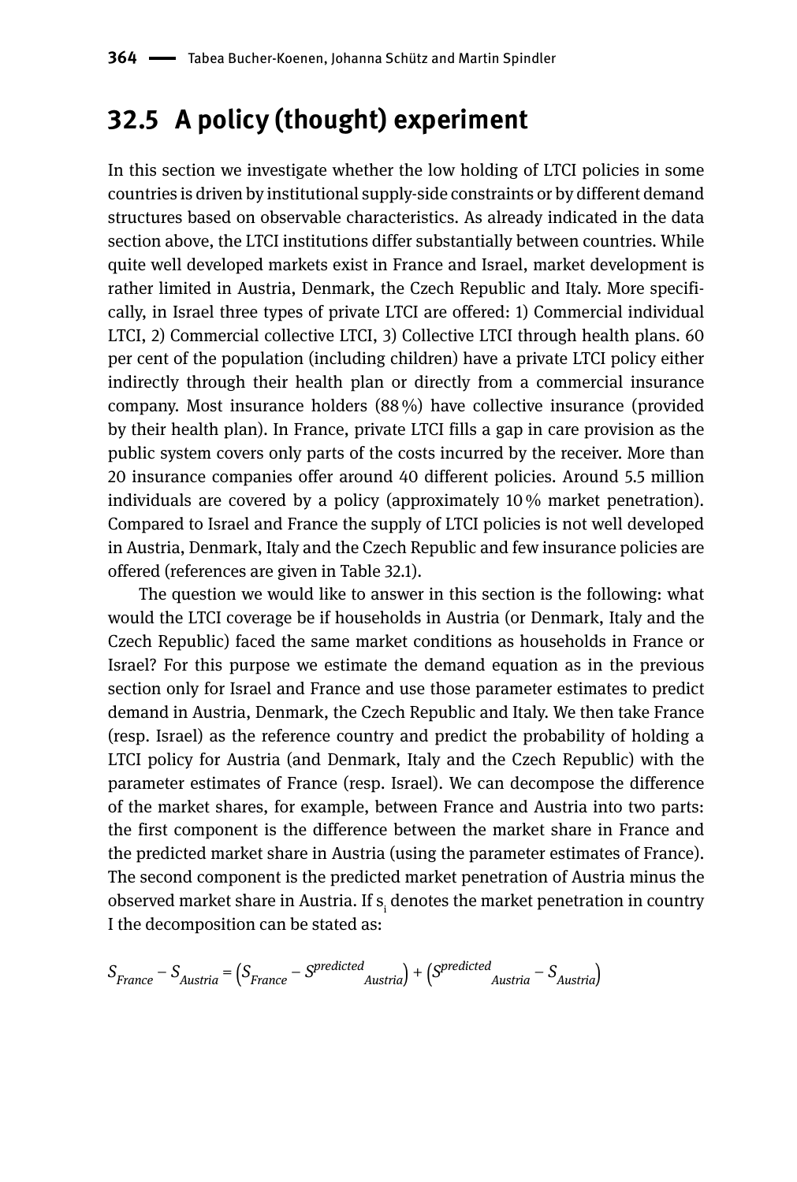## 32.5 A policy (thought) experiment

In this section we investigate whether the low holding of LTCI policies in some countries is driven by institutional supply-side constraints or by different demand structures based on observable characteristics. As already indicated in the data section above, the LTCI institutions differ substantially between countries. While quite well developed markets exist in France and Israel, market development is rather limited in Austria, Denmark, the Czech Republic and Italy. More specifically, in Israel three types of private LTCI are offered: 1) Commercial individual LTCI, 2) Commercial collective LTCI, 3) Collective LTCI through health plans. 60 per cent of the population (including children) have a private LTCI policy either indirectly through their health plan or directly from a commercial insurance company. Most insurance holders (88 %) have collective insurance (provided by their health plan). In France, private LTCI fills a gap in care provision as the public system covers only parts of the costs incurred by the receiver. More than 20 insurance companies offer around 40 different policies. Around 5.5 million individuals are covered by a policy (approximately 10 % market penetration). Compared to Israel and France the supply of LTCI policies is not well developed in Austria, Denmark, Italy and the Czech Republic and few insurance policies are offered (references are given in Table 32.1).

The question we would like to answer in this section is the following: what would the LTCI coverage be if households in Austria (or Denmark, Italy and the Czech Republic) faced the same market conditions as households in France or Israel? For this purpose we estimate the demand equation as in the previous section only for Israel and France and use those parameter estimates to predict demand in Austria, Denmark, the Czech Republic and Italy. We then take France (resp. Israel) as the reference country and predict the probability of holding a LTCI policy for Austria (and Denmark, Italy and the Czech Republic) with the parameter estimates of France (resp. Israel). We can decompose the difference of the market shares, for example, between France and Austria into two parts: the first component is the difference between the market share in France and the predicted market share in Austria (using the parameter estimates of France). The second component is the predicted market penetration of Austria minus the observed market share in Austria. If $s_i$ denotes the market penetration in country I the decomposition can be stated as:

$$S_{France} - S_{Austria} = \left(S_{France} - S^{predicted}{}_{Austria}\right) + \left(S^{predicted}{}_{Austria} - S_{Austria}\right)$$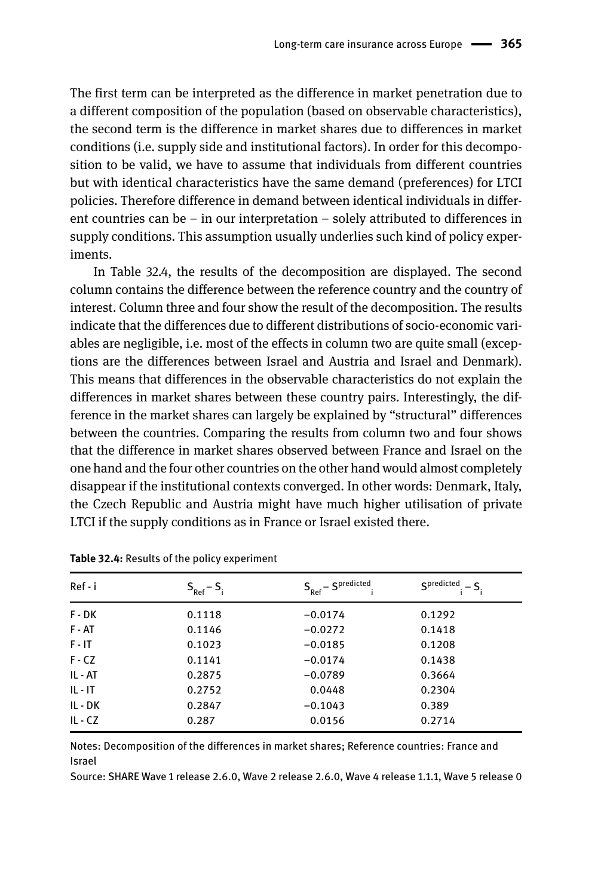The first term can be interpreted as the difference in market penetration due to a different composition of the population (based on observable characteristics), the second term is the difference in market shares due to differences in market conditions (i.e. supply side and institutional factors). In order for this decomposition to be valid, we have to assume that individuals from different countries but with identical characteristics have the same demand (preferences) for LTCI policies. Therefore difference in demand between identical individuals in different countries can be – in our interpretation – solely attributed to differences in supply conditions. This assumption usually underlies such kind of policy experiments.

In Table 32.4, the results of the decomposition are displayed. The second column contains the difference between the reference country and the country of interest. Column three and four show the result of the decomposition. The results indicate that the differences due to different distributions of socio-economic variables are negligible, i.e. most of the effects in column two are quite small (exceptions are the differences between Israel and Austria and Israel and Denmark). This means that differences in the observable characteristics do not explain the differences in market shares between these country pairs. Interestingly, the difference in the market shares can largely be explained by "structural" differences between the countries. Comparing the results from column two and four shows that the difference in market shares observed between France and Israel on the one hand and the four other countries on the other hand would almost completely disappear if the institutional contexts converged. In other words: Denmark, Italy, the Czech Republic and Austria might have much higher utilisation of private LTCI if the supply conditions as in France or Israel existed there.

**Table 32.4:** Results of the policy experiment

| Ref - i | $S_{Ref} - S_i$ | $S_{Ref} - S^{predicted}_i$ | $S^{predicted}_i - S_i$ |
|---|---|---|---|
| F - DK | 0.1118 | −0.0174 | 0.1292 |
| F - AT | 0.1146 | −0.0272 | 0.1418 |
| F - IT | 0.1023 | −0.0185 | 0.1208 |
| F - CZ | 0.1141 | −0.0174 | 0.1438 |
| IL - AT | 0.2875 | −0.0789 | 0.3664 |
| IL - IT | 0.2752 | 0.0448 | 0.2304 |
| IL - DK | 0.2847 | −0.1043 | 0.389 |
| IL - CZ | 0.287 | 0.0156 | 0.2714 |

Notes: Decomposition of the differences in market shares; Reference countries: France and Israel

Source: SHARE Wave 1 release 2.6.0, Wave 2 release 2.6.0, Wave 4 release 1.1.1, Wave 5 release 0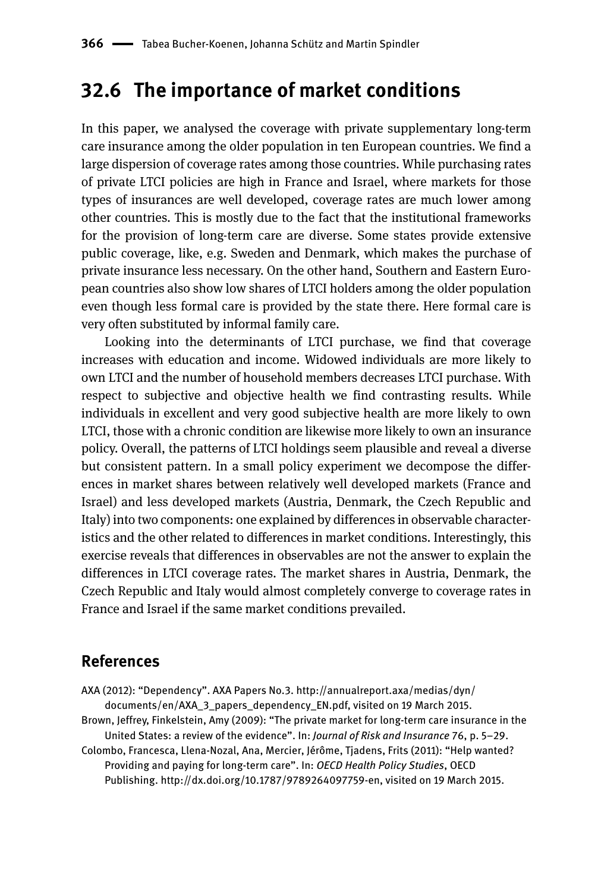## 32.6 The importance of market conditions

In this paper, we analysed the coverage with private supplementary long-term care insurance among the older population in ten European countries. We find a large dispersion of coverage rates among those countries. While purchasing rates of private LTCI policies are high in France and Israel, where markets for those types of insurances are well developed, coverage rates are much lower among other countries. This is mostly due to the fact that the institutional frameworks for the provision of long-term care are diverse. Some states provide extensive public coverage, like, e.g. Sweden and Denmark, which makes the purchase of private insurance less necessary. On the other hand, Southern and Eastern European countries also show low shares of LTCI holders among the older population even though less formal care is provided by the state there. Here formal care is very often substituted by informal family care.

Looking into the determinants of LTCI purchase, we find that coverage increases with education and income. Widowed individuals are more likely to own LTCI and the number of household members decreases LTCI purchase. With respect to subjective and objective health we find contrasting results. While individuals in excellent and very good subjective health are more likely to own LTCI, those with a chronic condition are likewise more likely to own an insurance policy. Overall, the patterns of LTCI holdings seem plausible and reveal a diverse but consistent pattern. In a small policy experiment we decompose the differences in market shares between relatively well developed markets (France and Israel) and less developed markets (Austria, Denmark, the Czech Republic and Italy) into two components: one explained by differences in observable characteristics and the other related to differences in market conditions. Interestingly, this exercise reveals that differences in observables are not the answer to explain the differences in LTCI coverage rates. The market shares in Austria, Denmark, the Czech Republic and Italy would almost completely converge to coverage rates in France and Israel if the same market conditions prevailed.

## References

AXA (2012): "Dependency". AXA Papers No.3. http://annualreport.axa/medias/dyn/documents/en/AXA_3_papers_dependency_EN.pdf, visited on 19 March 2015.

Brown, Jeffrey, Finkelstein, Amy (2009): "The private market for long-term care insurance in the United States: a review of the evidence". In: *Journal of Risk and Insurance* 76, p. 5–29.

Colombo, Francesca, Llena-Nozal, Ana, Mercier, Jérôme, Tjadens, Frits (2011): "Help wanted? Providing and paying for long-term care". In: *OECD Health Policy Studies*, OECD Publishing. http://dx.doi.org/10.1787/9789264097759-en, visited on 19 March 2015.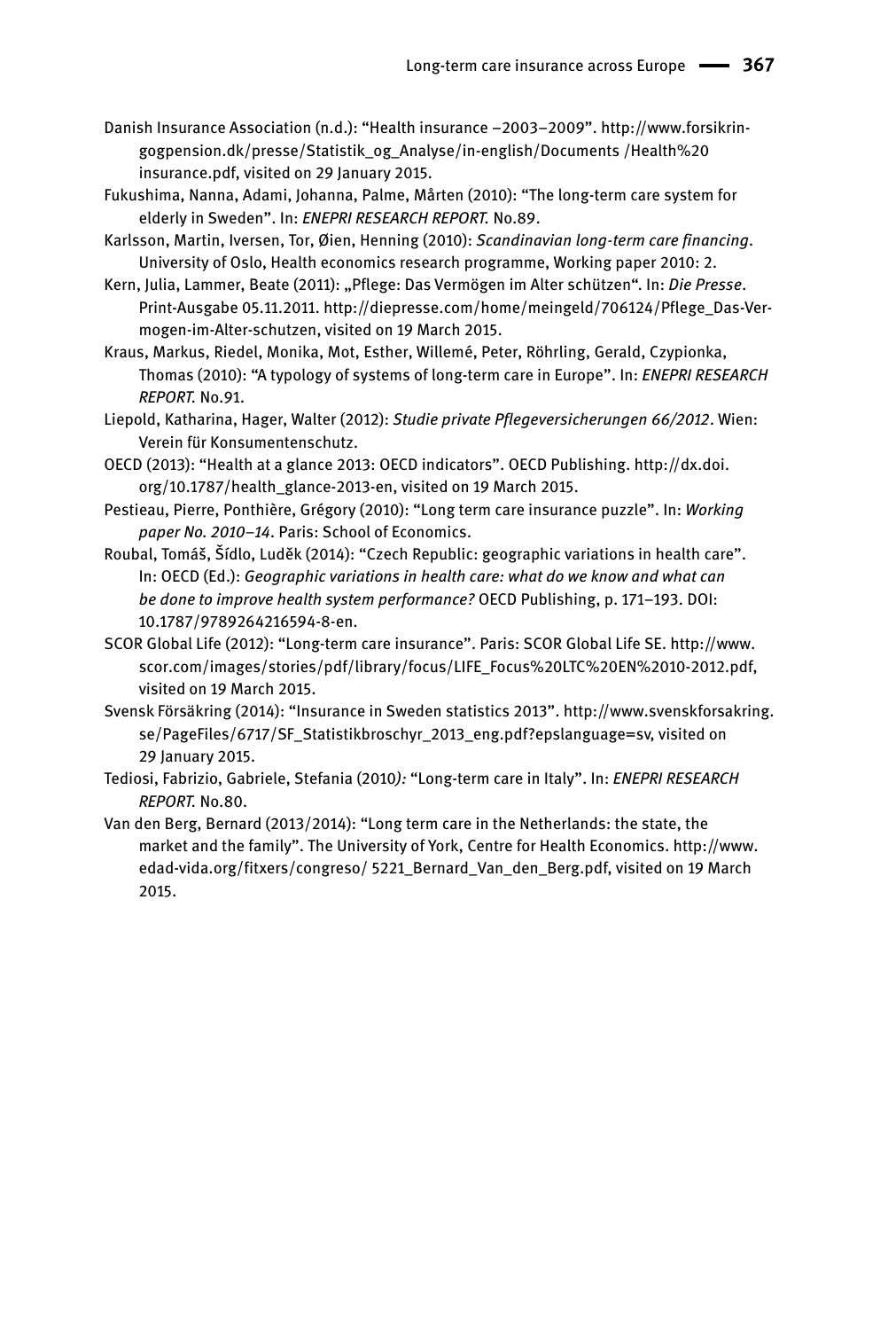Danish Insurance Association (n.d.): “Health insurance –2003–2009”. http://www.forsikringogpension.dk/presse/Statistik_og_Analyse/in-english/Documents /Health%20 insurance.pdf, visited on 29 January 2015.

Fukushima, Nanna, Adami, Johanna, Palme, Mårten (2010): “The long-term care system for elderly in Sweden”. In: *ENEPRI RESEARCH REPORT*. No.89.

Karlsson, Martin, Iversen, Tor, Øien, Henning (2010): *Scandinavian long-term care financing*. University of Oslo, Health economics research programme, Working paper 2010: 2.

Kern, Julia, Lammer, Beate (2011): „Pflege: Das Vermögen im Alter schützen“. In: *Die Presse*. Print-Ausgabe 05.11.2011. http://diepresse.com/home/meingeld/706124/Pflege_Das-Vermogen-im-Alter-schutzen, visited on 19 March 2015.

Kraus, Markus, Riedel, Monika, Mot, Esther, Willemé, Peter, Röhrling, Gerald, Czypionka, Thomas (2010): “A typology of systems of long-term care in Europe”. In: *ENEPRI RESEARCH REPORT*. No.91.

Liepold, Katharina, Hager, Walter (2012): *Studie private Pflegeversicherungen 66/2012*. Wien: Verein für Konsumentenschutz.

OECD (2013): “Health at a glance 2013: OECD indicators”. OECD Publishing. http://dx.doi.org/10.1787/health_glance-2013-en, visited on 19 March 2015.

Pestieau, Pierre, Ponthière, Grégory (2010): “Long term care insurance puzzle”. In: *Working paper No. 2010–14*. Paris: School of Economics.

Roubal, Tomáš, Šídlo, Luděk (2014): “Czech Republic: geographic variations in health care”. In: OECD (Ed.): *Geographic variations in health care: what do we know and what can be done to improve health system performance?* OECD Publishing, p. 171–193. DOI: 10.1787/9789264216594-8-en.

SCOR Global Life (2012): “Long-term care insurance”. Paris: SCOR Global Life SE. http://www.scor.com/images/stories/pdf/library/focus/LIFE_Focus%20LTC%20EN%2010-2012.pdf, visited on 19 March 2015.

Svensk Försäkring (2014): “Insurance in Sweden statistics 2013”. http://www.svenskforsakring.se/PageFiles/6717/SF_Statistikbroschyr_2013_eng.pdf?epslanguage=sv, visited on 29 January 2015.

Tediosi, Fabrizio, Gabriele, Stefania (2010*):* “Long-term care in Italy”. In: *ENEPRI RESEARCH REPORT*. No.80.

Van den Berg, Bernard (2013/2014): “Long term care in the Netherlands: the state, the market and the family”. The University of York, Centre for Health Economics. http://www.edad-vida.org/fitxers/congreso/ 5221_Bernard_Van_den_Berg.pdf, visited on 19 March 2015.